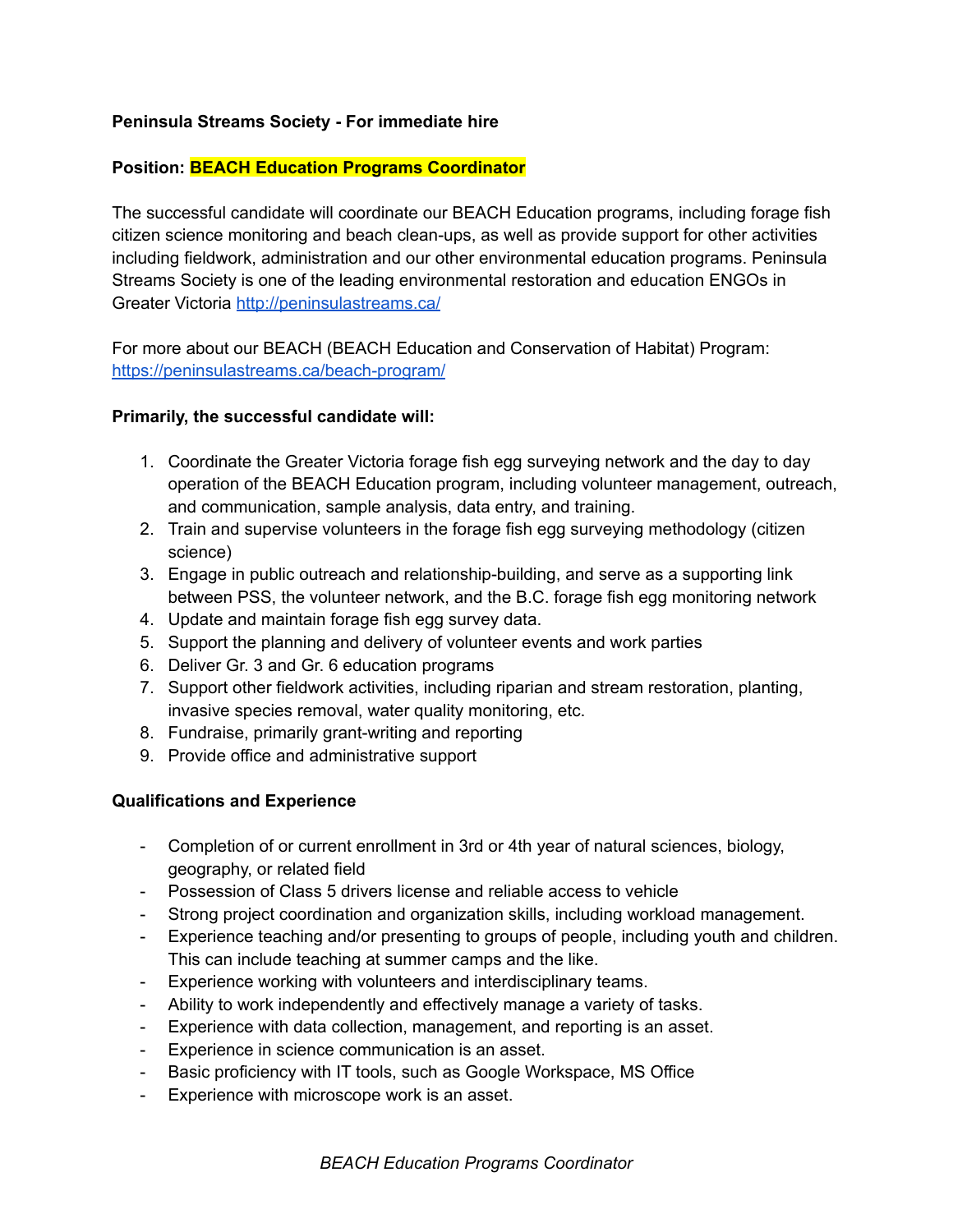**Peninsula Streams Society - For immediate hire**

**Position: BEACH Education Programs Coordinator**

The successful candidate will coordinate our BEACH Education programs, including forage fish citizen science monitoring and beach clean-ups, as well as provide support for other activities including fieldwork, administration and our other environmental education programs. Peninsula Streams Society is one of the leading environmental restoration and education ENGOs in Greater Victoria http://peninsulastreams.ca/

For more about our BEACH (BEACH Education and Conservation of Habitat) Program: https://peninsulastreams.ca/beach-program/

**Primarily, the successful candidate will:**

1. Coordinate the Greater Victoria forage fish egg surveying network and the day to day operation of the BEACH Education program, including volunteer management, outreach, and communication, sample analysis, data entry, and training.
2. Train and supervise volunteers in the forage fish egg surveying methodology (citizen science)
3. Engage in public outreach and relationship-building, and serve as a supporting link between PSS, the volunteer network, and the B.C. forage fish egg monitoring network
4. Update and maintain forage fish egg survey data.
5. Support the planning and delivery of volunteer events and work parties
6. Deliver Gr. 3 and Gr. 6 education programs
7. Support other fieldwork activities, including riparian and stream restoration, planting, invasive species removal, water quality monitoring, etc.
8. Fundraise, primarily grant-writing and reporting
9. Provide office and administrative support

**Qualifications and Experience**

- Completion of or current enrollment in 3rd or 4th year of natural sciences, biology, geography, or related field
- Possession of Class 5 drivers license and reliable access to vehicle
- Strong project coordination and organization skills, including workload management.
- Experience teaching and/or presenting to groups of people, including youth and children. This can include teaching at summer camps and the like.
- Experience working with volunteers and interdisciplinary teams.
- Ability to work independently and effectively manage a variety of tasks.
- Experience with data collection, management, and reporting is an asset.
- Experience in science communication is an asset.
- Basic proficiency with IT tools, such as Google Workspace, MS Office
- Experience with microscope work is an asset.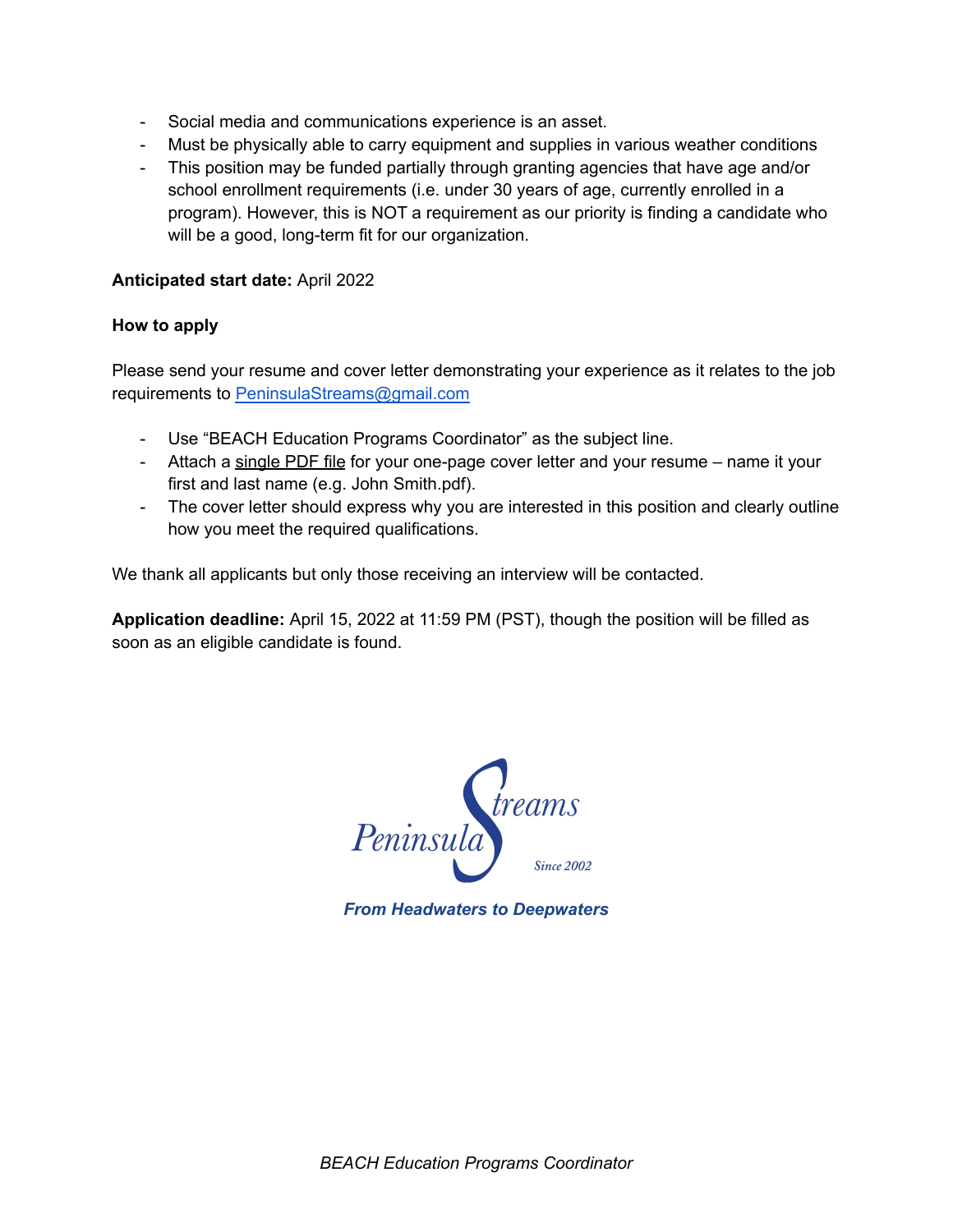- Social media and communications experience is an asset.
- Must be physically able to carry equipment and supplies in various weather conditions
- This position may be funded partially through granting agencies that have age and/or school enrollment requirements (i.e. under 30 years of age, currently enrolled in a program). However, this is NOT a requirement as our priority is finding a candidate who will be a good, long-term fit for our organization.

**Anticipated start date:** April 2022

**How to apply**

Please send your resume and cover letter demonstrating your experience as it relates to the job requirements to PeninsulaStreams@gmail.com

- Use "BEACH Education Programs Coordinator" as the subject line.
- Attach a single PDF file for your one-page cover letter and your resume – name it your first and last name (e.g. John Smith.pdf).
- The cover letter should express why you are interested in this position and clearly outline how you meet the required qualifications.

We thank all applicants but only those receiving an interview will be contacted.

**Application deadline:** April 15, 2022 at 11:59 PM (PST), though the position will be filled as soon as an eligible candidate is found.

Peninsula Streams
Since 2002

***From Headwaters to Deepwaters***